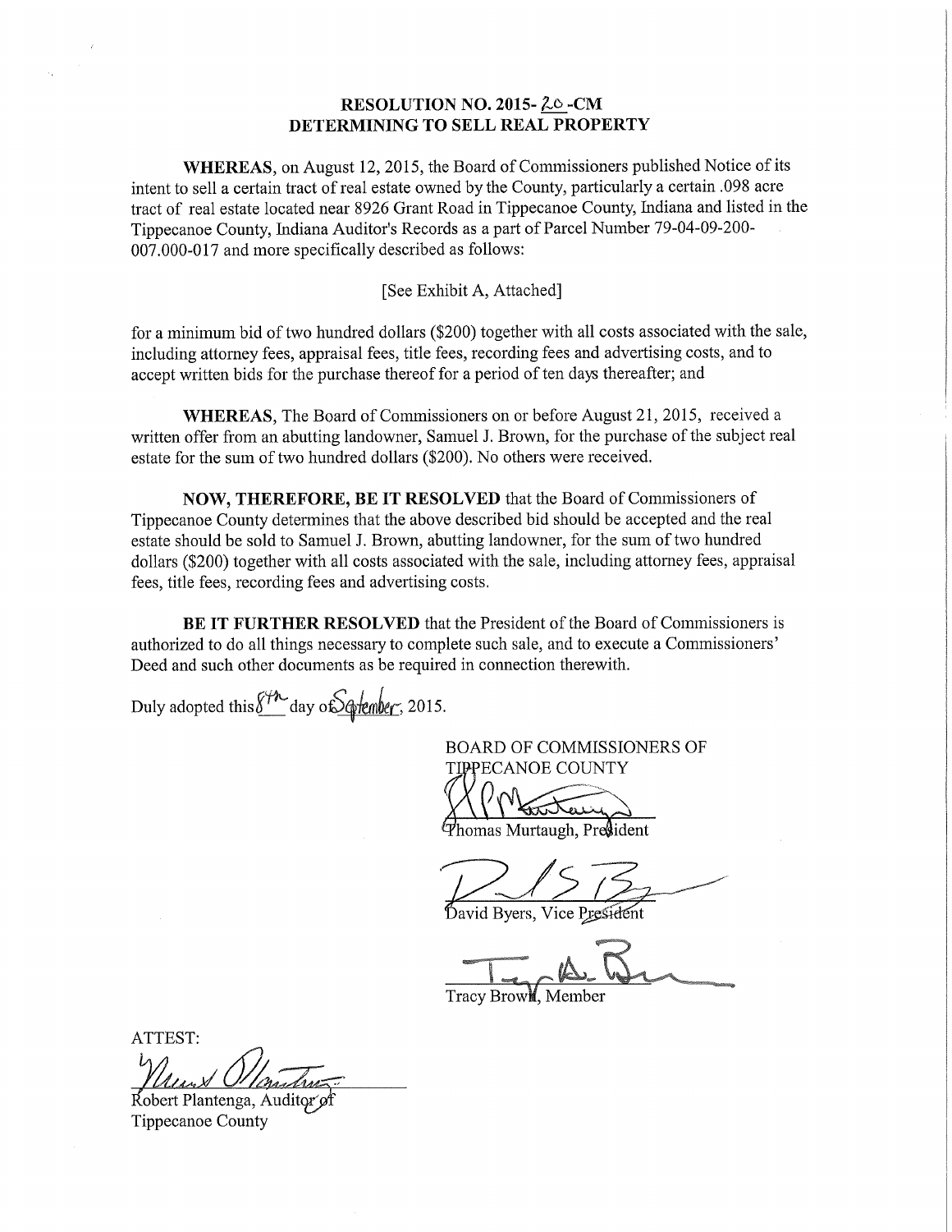# RESOLUTION NO. 2015-20-CM
# DETERMINING TO SELL REAL PROPERTY

**WHEREAS**, on August 12, 2015, the Board of Commissioners published Notice of its intent to sell a certain tract of real estate owned by the County, particularly a certain .098 acre tract of real estate located near 8926 Grant Road in Tippecanoe County, Indiana and listed in the Tippecanoe County, Indiana Auditor's Records as a part of Parcel Number 79-04-09-200-007.000-017 and more specifically described as follows:

[See Exhibit A, Attached]

for a minimum bid of two hundred dollars ($200) together with all costs associated with the sale, including attorney fees, appraisal fees, title fees, recording fees and advertising costs, and to accept written bids for the purchase thereof for a period of ten days thereafter; and

**WHEREAS**, The Board of Commissioners on or before August 21, 2015, received a written offer from an abutting landowner, Samuel J. Brown, for the purchase of the subject real estate for the sum of two hundred dollars ($200). No others were received.

**NOW, THEREFORE, BE IT RESOLVED** that the Board of Commissioners of Tippecanoe County determines that the above described bid should be accepted and the real estate should be sold to Samuel J. Brown, abutting landowner, for the sum of two hundred dollars ($200) together with all costs associated with the sale, including attorney fees, appraisal fees, title fees, recording fees and advertising costs.

**BE IT FURTHER RESOLVED** that the President of the Board of Commissioners is authorized to do all things necessary to complete such sale, and to execute a Commissioners' Deed and such other documents as be required in connection therewith.

Duly adopted this 8th day of September, 2015.

BOARD OF COMMISSIONERS OF TIPPECANOE COUNTY

Thomas Murtaugh, President

David Byers, Vice President

Tracy Brown, Member

ATTEST:

Robert Plantenga, Auditor of Tippecanoe County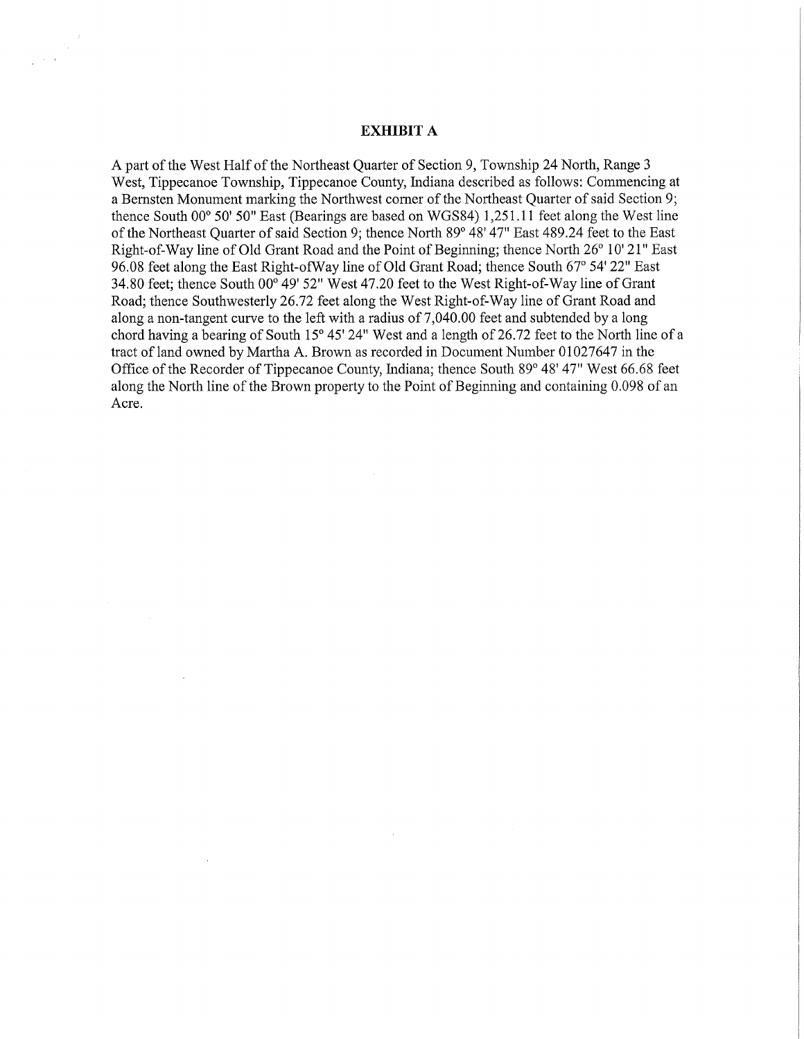## EXHIBIT A

A part of the West Half of the Northeast Quarter of Section 9, Township 24 North, Range 3 West, Tippecanoe Township, Tippecanoe County, Indiana described as follows: Commencing at a Bernsten Monument marking the Northwest corner of the Northeast Quarter of said Section 9; thence South 00° 50' 50" East (Bearings are based on WGS84) 1,251.11 feet along the West line of the Northeast Quarter of said Section 9; thence North 89° 48' 47" East 489.24 feet to the East Right-of-Way line of Old Grant Road and the Point of Beginning; thence North 26° 10' 21" East 96.08 feet along the East Right-ofWay line of Old Grant Road; thence South 67° 54' 22" East 34.80 feet; thence South 00° 49' 52" West 47.20 feet to the West Right-of-Way line of Grant Road; thence Southwesterly 26.72 feet along the West Right-of-Way line of Grant Road and along a non-tangent curve to the left with a radius of 7,040.00 feet and subtended by a long chord having a bearing of South 15° 45' 24" West and a length of 26.72 feet to the North line of a tract of land owned by Martha A. Brown as recorded in Document Number 01027647 in the Office of the Recorder of Tippecanoe County, Indiana; thence South 89° 48' 47" West 66.68 feet along the North line of the Brown property to the Point of Beginning and containing 0.098 of an Acre.